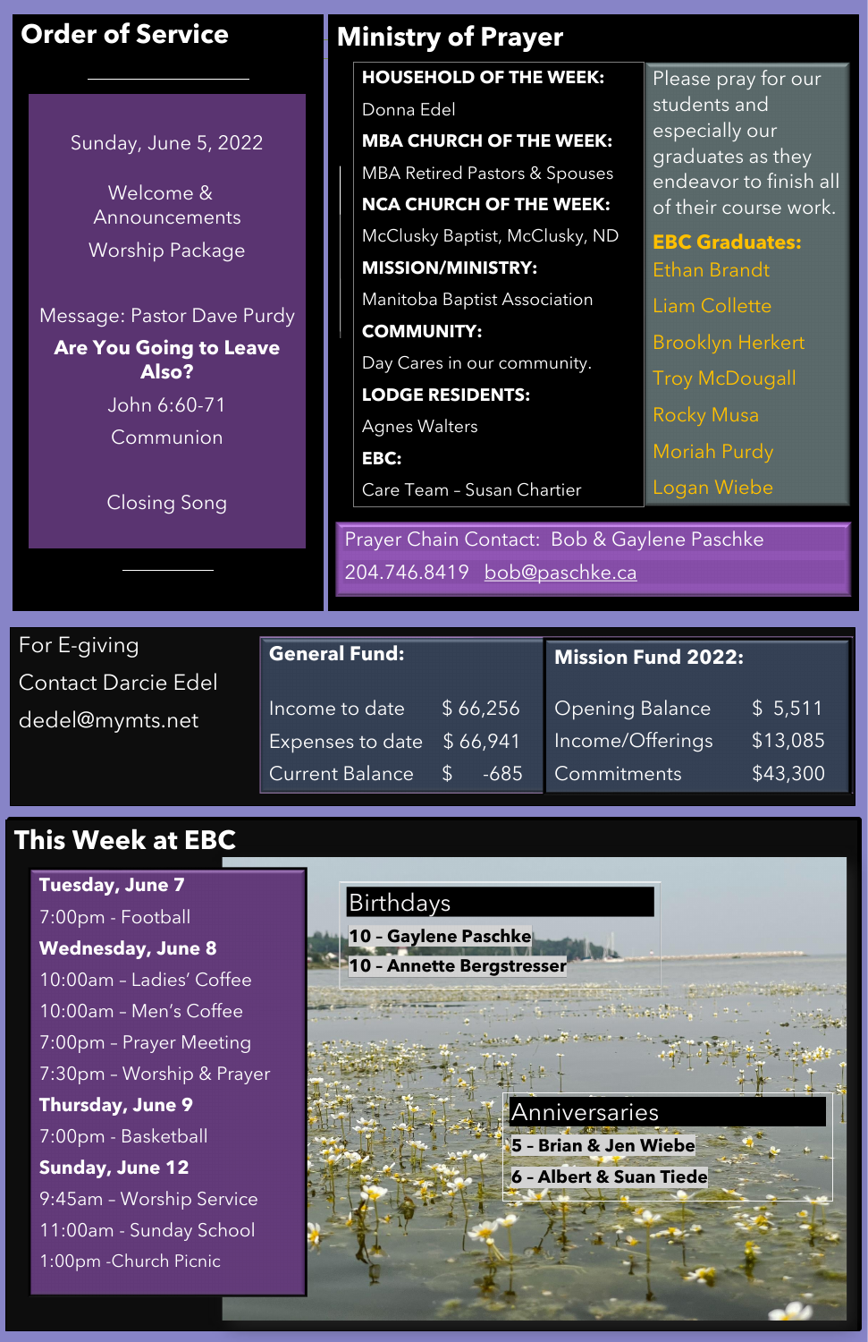## Order of Service

Sunday, June 5, 2022

Welcome & Announcements

Worship Package

Message: Pastor Dave Purdy

**Are You Going to Leave Also?**

John 6:60-71

Communion

Closing Song

## Ministry of Prayer

**HOUSEHOLD OF THE WEEK:**
Donna Edel

**MBA CHURCH OF THE WEEK:**
MBA Retired Pastors & Spouses

**NCA CHURCH OF THE WEEK:**
McClusky Baptist, McClusky, ND

**MISSION/MINISTRY:**
Manitoba Baptist Association

**COMMUNITY:**
Day Cares in our community.

**LODGE RESIDENTS:**
Agnes Walters

**EBC:**
Care Team – Susan Chartier

Please pray for our students and especially our graduates as they endeavor to finish all of their course work.

**EBC Graduates:**
Ethan Brandt
Liam Collette
Brooklyn Herkert
Troy McDougall
Rocky Musa
Moriah Purdy
Logan Wiebe

Prayer Chain Contact: Bob & Gaylene Paschke
204.746.8419 bob@paschke.ca

For E-giving
Contact Darcie Edel
dedel@mymts.net

| **General Fund:** | |
|---|---|
| Income to date | $ 66,256 |
| Expenses to date | $ 66,941 |
| Current Balance | $ -685 |

| **Mission Fund 2022:** | |
|---|---|
| Opening Balance | $ 5,511 |
| Income/Offerings | $13,085 |
| Commitments | $43,300 |

## This Week at EBC

**Tuesday, June 7**
7:00pm - Football

**Wednesday, June 8**
10:00am – Ladies' Coffee
10:00am – Men's Coffee
7:00pm – Prayer Meeting
7:30pm – Worship & Prayer

**Thursday, June 9**
7:00pm - Basketball

**Sunday, June 12**
9:45am – Worship Service
11:00am - Sunday School
1:00pm -Church Picnic

### Birthdays

**10 – Gaylene Paschke**
**10 – Annette Bergstresser**

### Anniversaries

**5 – Brian & Jen Wiebe**
**6 – Albert & Suan Tiede**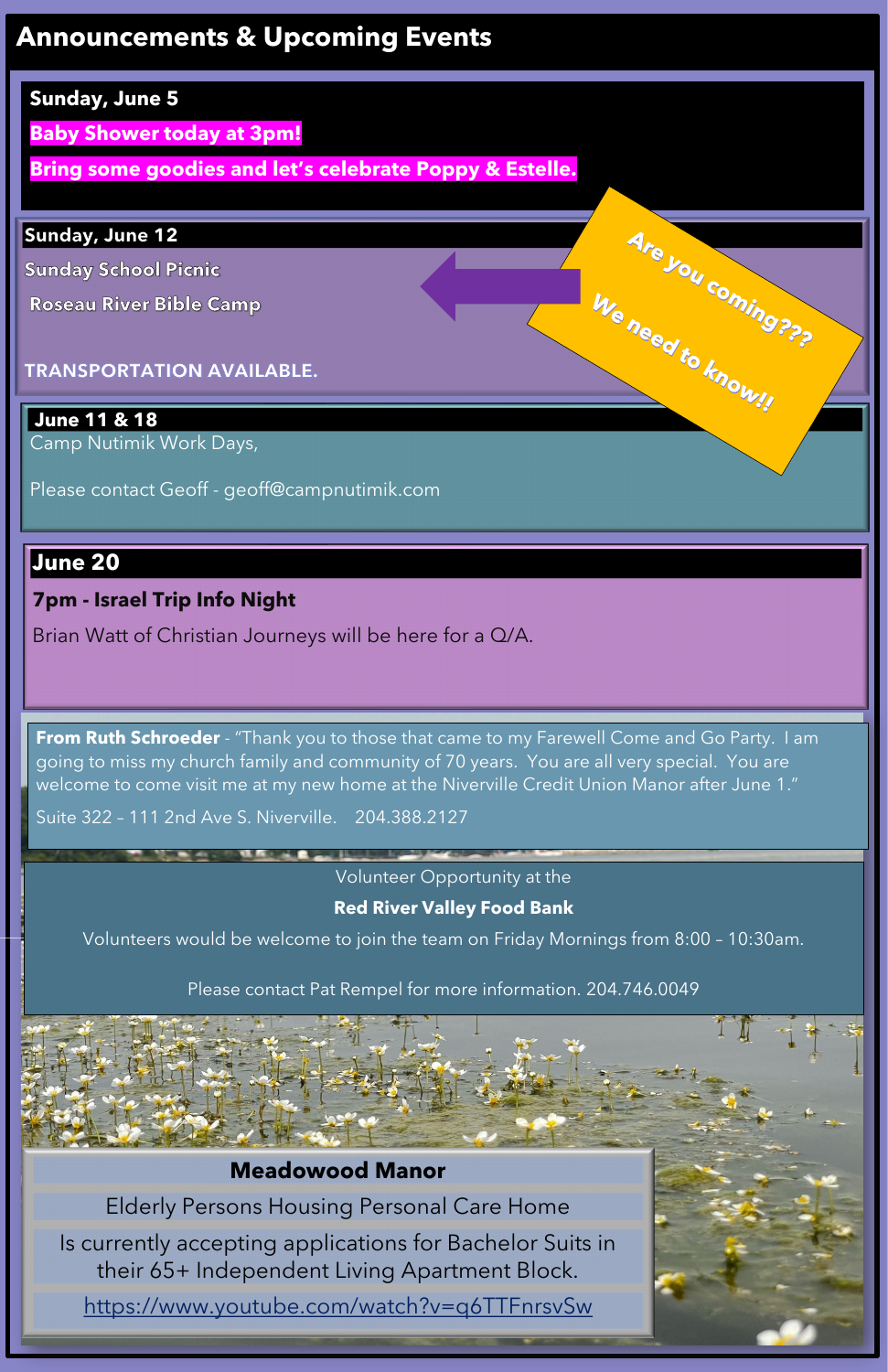# Announcements & Upcoming Events

**Sunday, June 5**

**Baby Shower today at 3pm!**

**Bring some goodies and let's celebrate Poppy & Estelle.**

**Sunday, June 12**

Sunday School Picnic

Roseau River Bible Camp

TRANSPORTATION AVAILABLE.

**Are you coming???**

**We need to know!!**

**June 11 & 18**

Camp Nutimik Work Days,

Please contact Geoff - geoff@campnutimik.com

**June 20**

**7pm - Israel Trip Info Night**

Brian Watt of Christian Journeys will be here for a Q/A.

**From Ruth Schroeder** - "Thank you to those that came to my Farewell Come and Go Party. I am going to miss my church family and community of 70 years. You are all very special. You are welcome to come visit me at my new home at the Niverville Credit Union Manor after June 1."

Suite 322 – 111 2nd Ave S. Niverville. 204.388.2127

Volunteer Opportunity at the

**Red River Valley Food Bank**

Volunteers would be welcome to join the team on Friday Mornings from 8:00 – 10:30am.

Please contact Pat Rempel for more information. 204.746.0049

**Meadowood Manor**

Elderly Persons Housing Personal Care Home

Is currently accepting applications for Bachelor Suits in their 65+ Independent Living Apartment Block.

https://www.youtube.com/watch?v=q6TTFnrsvSw